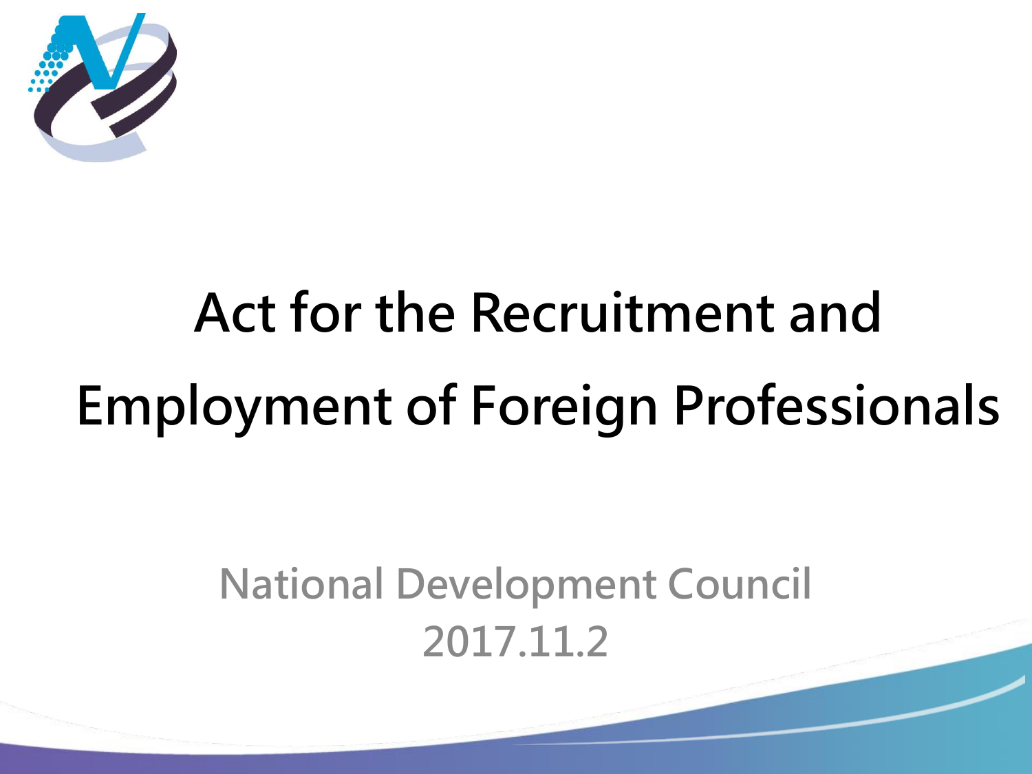# Act for the Recruitment and Employment of Foreign Professionals

National Development Council

2017.11.2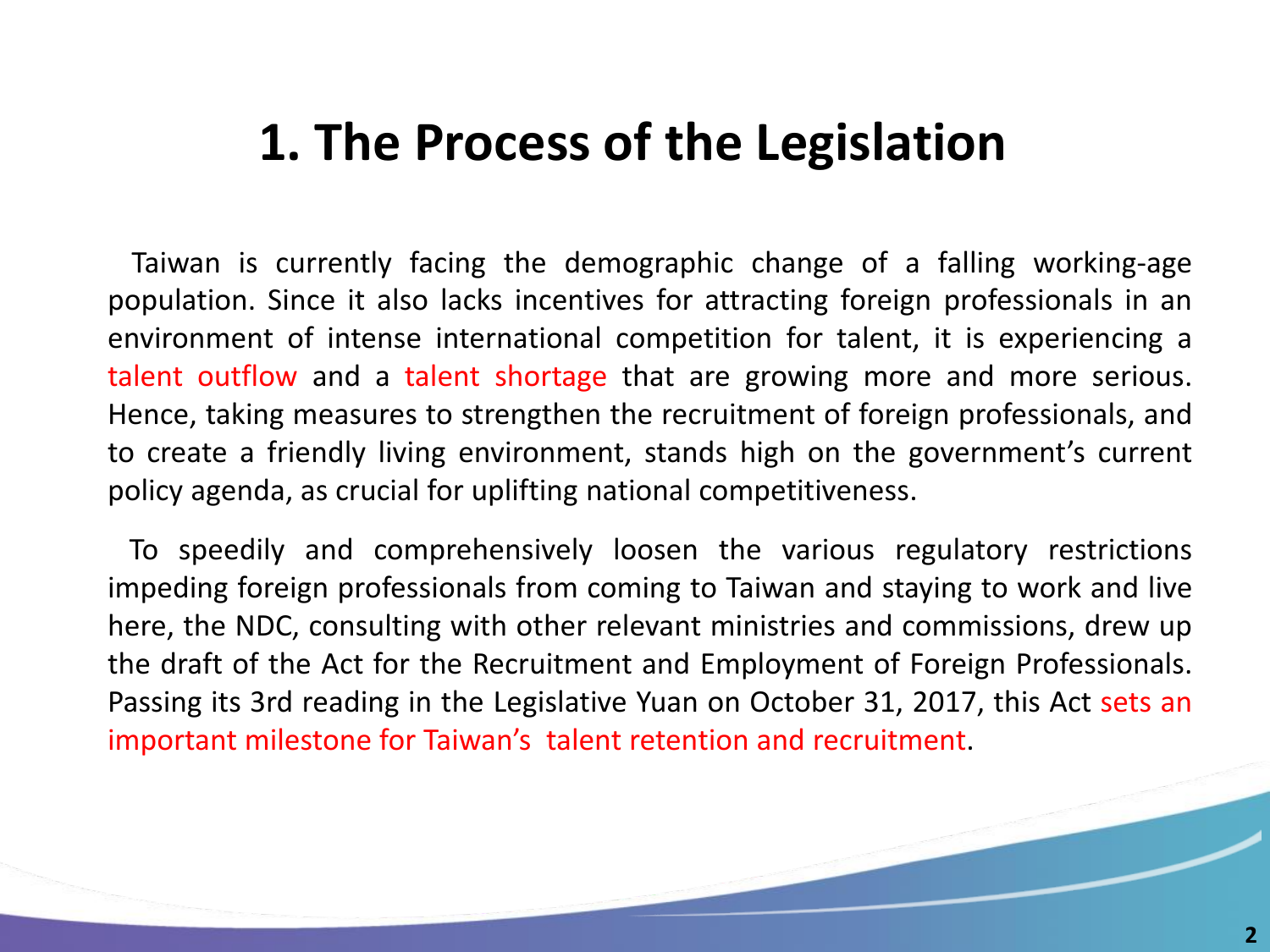# 1. The Process of the Legislation

Taiwan is currently facing the demographic change of a falling working-age population. Since it also lacks incentives for attracting foreign professionals in an environment of intense international competition for talent, it is experiencing a talent outflow and a talent shortage that are growing more and more serious. Hence, taking measures to strengthen the recruitment of foreign professionals, and to create a friendly living environment, stands high on the government's current policy agenda, as crucial for uplifting national competitiveness.

To speedily and comprehensively loosen the various regulatory restrictions impeding foreign professionals from coming to Taiwan and staying to work and live here, the NDC, consulting with other relevant ministries and commissions, drew up the draft of the Act for the Recruitment and Employment of Foreign Professionals. Passing its 3rd reading in the Legislative Yuan on October 31, 2017, this Act sets an important milestone for Taiwan's talent retention and recruitment.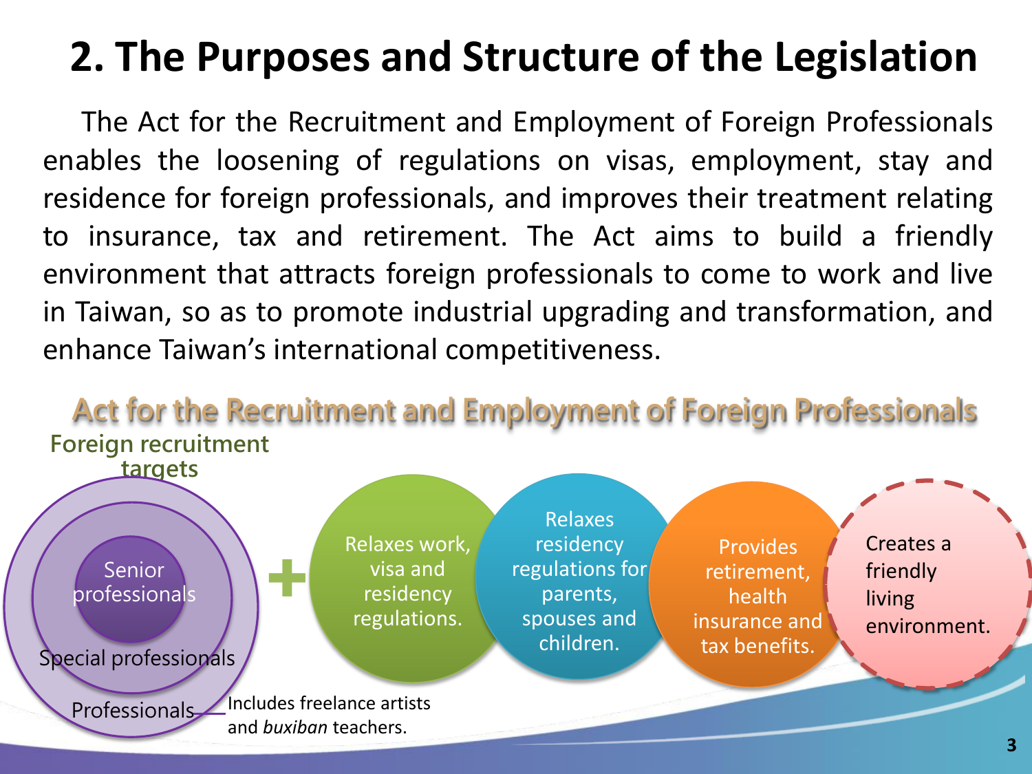# 2. The Purposes and Structure of the Legislation

The Act for the Recruitment and Employment of Foreign Professionals enables the loosening of regulations on visas, employment, stay and residence for foreign professionals, and improves their treatment relating to insurance, tax and retirement. The Act aims to build a friendly environment that attracts foreign professionals to come to work and live in Taiwan, so as to promote industrial upgrading and transformation, and enhance Taiwan's international competitiveness.

## Act for the Recruitment and Employment of Foreign Professionals

**Foreign recruitment targets**

- Senior professionals
- Special professionals
- Professionals — Includes freelance artists and *buxiban* teachers.

\+

- Relaxes work, visa and residency regulations.
- Relaxes residency regulations for parents, spouses and children.
- Provides retirement, health insurance and tax benefits.
- Creates a friendly living environment.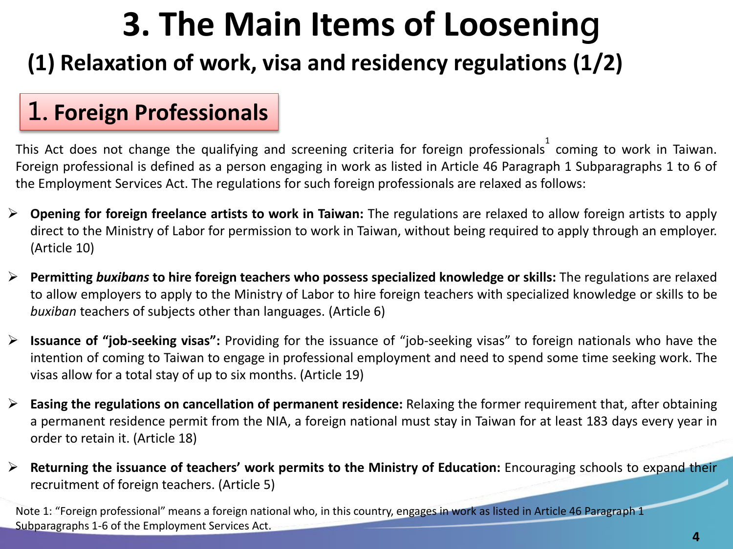# 3. The Main Items of Loosening

## (1) Relaxation of work, visa and residency regulations (1/2)

### 1. Foreign Professionals

This Act does not change the qualifying and screening criteria for foreign professionals[1] coming to work in Taiwan. Foreign professional is defined as a person engaging in work as listed in Article 46 Paragraph 1 Subparagraphs 1 to 6 of the Employment Services Act. The regulations for such foreign professionals are relaxed as follows:

- **Opening for foreign freelance artists to work in Taiwan:** The regulations are relaxed to allow foreign artists to apply direct to the Ministry of Labor for permission to work in Taiwan, without being required to apply through an employer. (Article 10)
- **Permitting *buxibans* to hire foreign teachers who possess specialized knowledge or skills:** The regulations are relaxed to allow employers to apply to the Ministry of Labor to hire foreign teachers with specialized knowledge or skills to be *buxiban* teachers of subjects other than languages. (Article 6)
- **Issuance of "job-seeking visas":** Providing for the issuance of "job-seeking visas" to foreign nationals who have the intention of coming to Taiwan to engage in professional employment and need to spend some time seeking work. The visas allow for a total stay of up to six months. (Article 19)
- **Easing the regulations on cancellation of permanent residence:** Relaxing the former requirement that, after obtaining a permanent residence permit from the NIA, a foreign national must stay in Taiwan for at least 183 days every year in order to retain it. (Article 18)
- **Returning the issuance of teachers' work permits to the Ministry of Education:** Encouraging schools to expand their recruitment of foreign teachers. (Article 5)

Note 1: "Foreign professional" means a foreign national who, in this country, engages in work as listed in Article 46 Paragraph 1 Subparagraphs 1-6 of the Employment Services Act.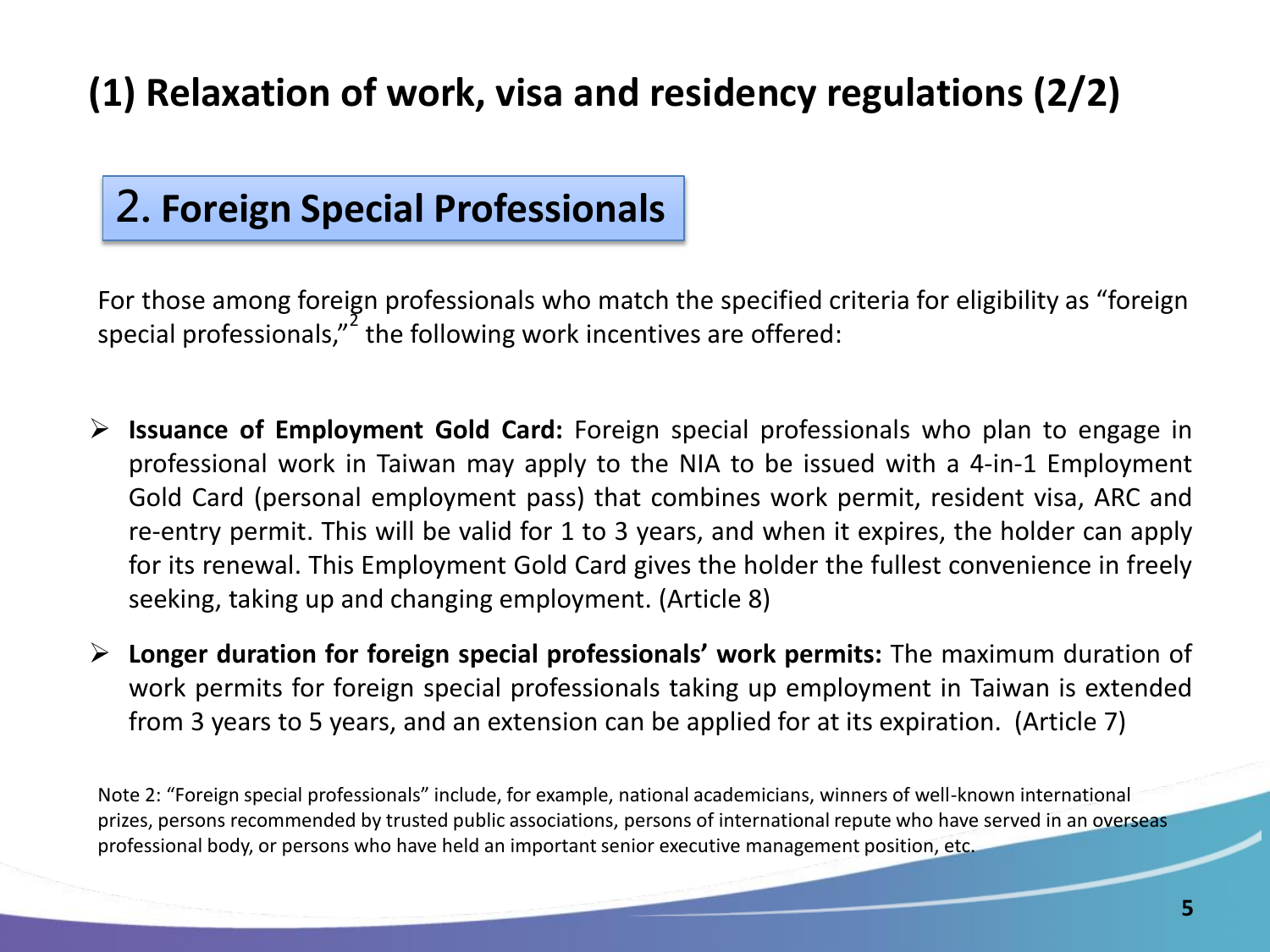# (1) Relaxation of work, visa and residency regulations (2/2)

## 2. Foreign Special Professionals

For those among foreign professionals who match the specified criteria for eligibility as "foreign special professionals,"[2] the following work incentives are offered:

- **Issuance of Employment Gold Card:** Foreign special professionals who plan to engage in professional work in Taiwan may apply to the NIA to be issued with a 4-in-1 Employment Gold Card (personal employment pass) that combines work permit, resident visa, ARC and re-entry permit. This will be valid for 1 to 3 years, and when it expires, the holder can apply for its renewal. This Employment Gold Card gives the holder the fullest convenience in freely seeking, taking up and changing employment. (Article 8)
- **Longer duration for foreign special professionals' work permits:** The maximum duration of work permits for foreign special professionals taking up employment in Taiwan is extended from 3 years to 5 years, and an extension can be applied for at its expiration. (Article 7)

Note 2: "Foreign special professionals" include, for example, national academicians, winners of well-known international prizes, persons recommended by trusted public associations, persons of international repute who have served in an overseas professional body, or persons who have held an important senior executive management position, etc.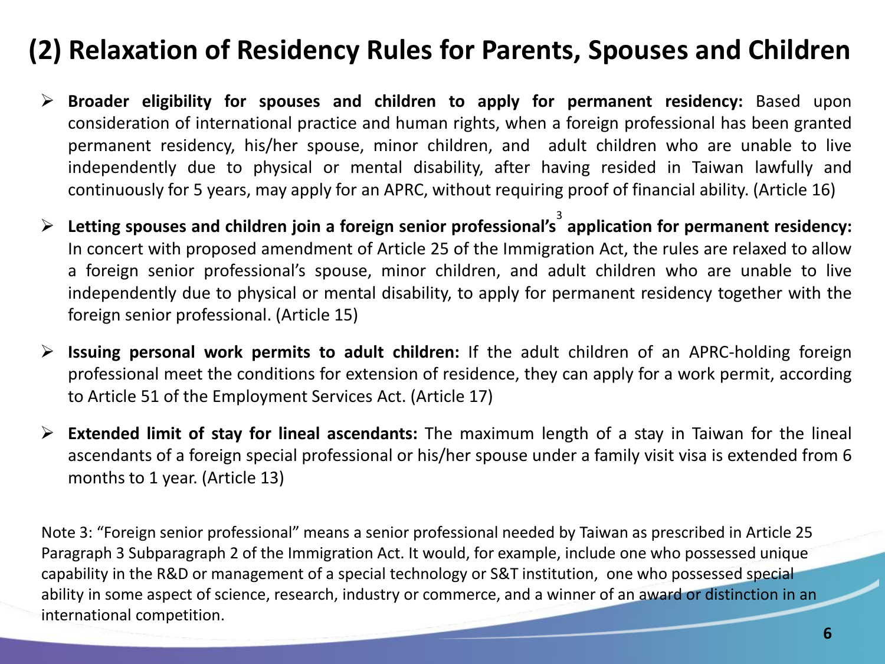## (2) Relaxation of Residency Rules for Parents, Spouses and Children

- **Broader eligibility for spouses and children to apply for permanent residency:** Based upon consideration of international practice and human rights, when a foreign professional has been granted permanent residency, his/her spouse, minor children, and adult children who are unable to live independently due to physical or mental disability, after having resided in Taiwan lawfully and continuously for 5 years, may apply for an APRC, without requiring proof of financial ability. (Article 16)
- **Letting spouses and children join a foreign senior professional's[3] application for permanent residency:** In concert with proposed amendment of Article 25 of the Immigration Act, the rules are relaxed to allow a foreign senior professional's spouse, minor children, and adult children who are unable to live independently due to physical or mental disability, to apply for permanent residency together with the foreign senior professional. (Article 15)
- **Issuing personal work permits to adult children:** If the adult children of an APRC-holding foreign professional meet the conditions for extension of residence, they can apply for a work permit, according to Article 51 of the Employment Services Act. (Article 17)
- **Extended limit of stay for lineal ascendants:** The maximum length of a stay in Taiwan for the lineal ascendants of a foreign special professional or his/her spouse under a family visit visa is extended from 6 months to 1 year. (Article 13)

Note 3: "Foreign senior professional" means a senior professional needed by Taiwan as prescribed in Article 25 Paragraph 3 Subparagraph 2 of the Immigration Act. It would, for example, include one who possessed unique capability in the R&D or management of a special technology or S&T institution, one who possessed special ability in some aspect of science, research, industry or commerce, and a winner of an award or distinction in an international competition.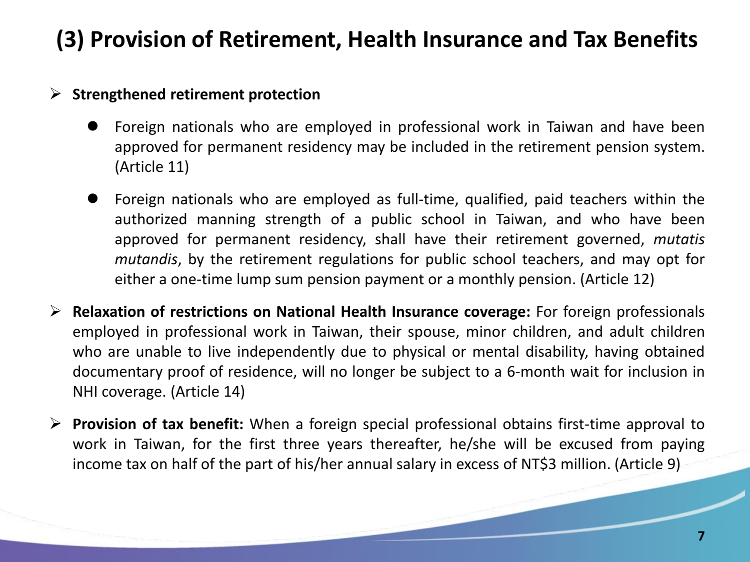# (3) Provision of Retirement, Health Insurance and Tax Benefits

- **Strengthened retirement protection**
  - Foreign nationals who are employed in professional work in Taiwan and have been approved for permanent residency may be included in the retirement pension system. (Article 11)
  - Foreign nationals who are employed as full-time, qualified, paid teachers within the authorized manning strength of a public school in Taiwan, and who have been approved for permanent residency, shall have their retirement governed, *mutatis mutandis*, by the retirement regulations for public school teachers, and may opt for either a one-time lump sum pension payment or a monthly pension. (Article 12)
- **Relaxation of restrictions on National Health Insurance coverage:** For foreign professionals employed in professional work in Taiwan, their spouse, minor children, and adult children who are unable to live independently due to physical or mental disability, having obtained documentary proof of residence, will no longer be subject to a 6-month wait for inclusion in NHI coverage. (Article 14)
- **Provision of tax benefit:** When a foreign special professional obtains first-time approval to work in Taiwan, for the first three years thereafter, he/she will be excused from paying income tax on half of the part of his/her annual salary in excess of NT$3 million. (Article 9)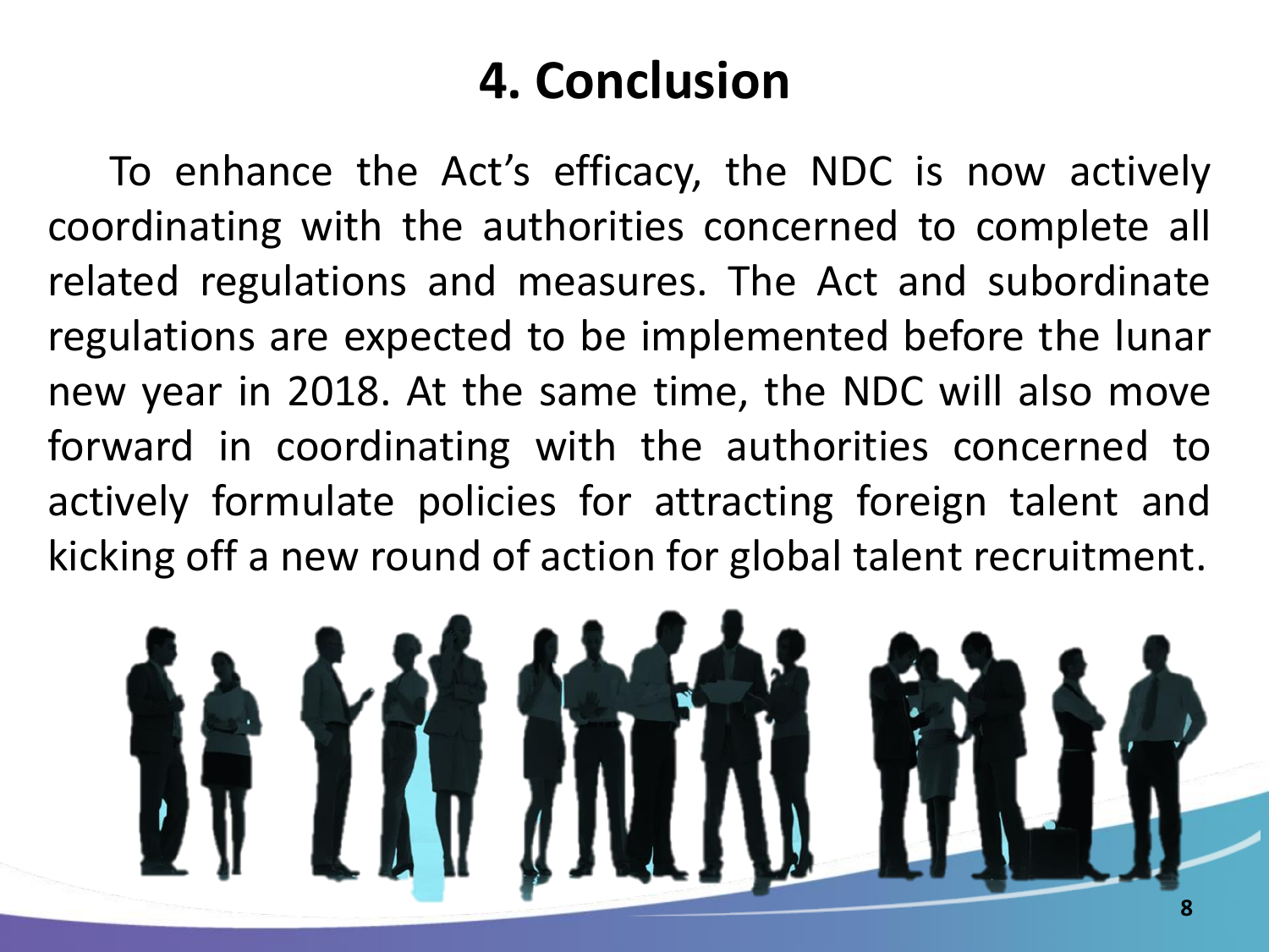# 4. Conclusion

To enhance the Act's efficacy, the NDC is now actively coordinating with the authorities concerned to complete all related regulations and measures. The Act and subordinate regulations are expected to be implemented before the lunar new year in 2018. At the same time, the NDC will also move forward in coordinating with the authorities concerned to actively formulate policies for attracting foreign talent and kicking off a new round of action for global talent recruitment.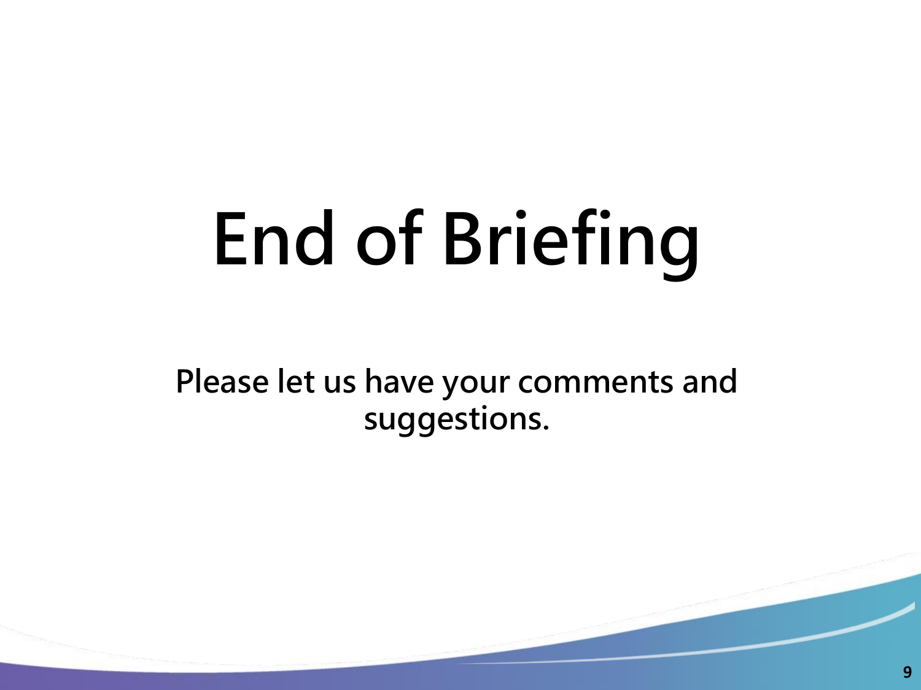# End of Briefing

**Please let us have your comments and suggestions.**